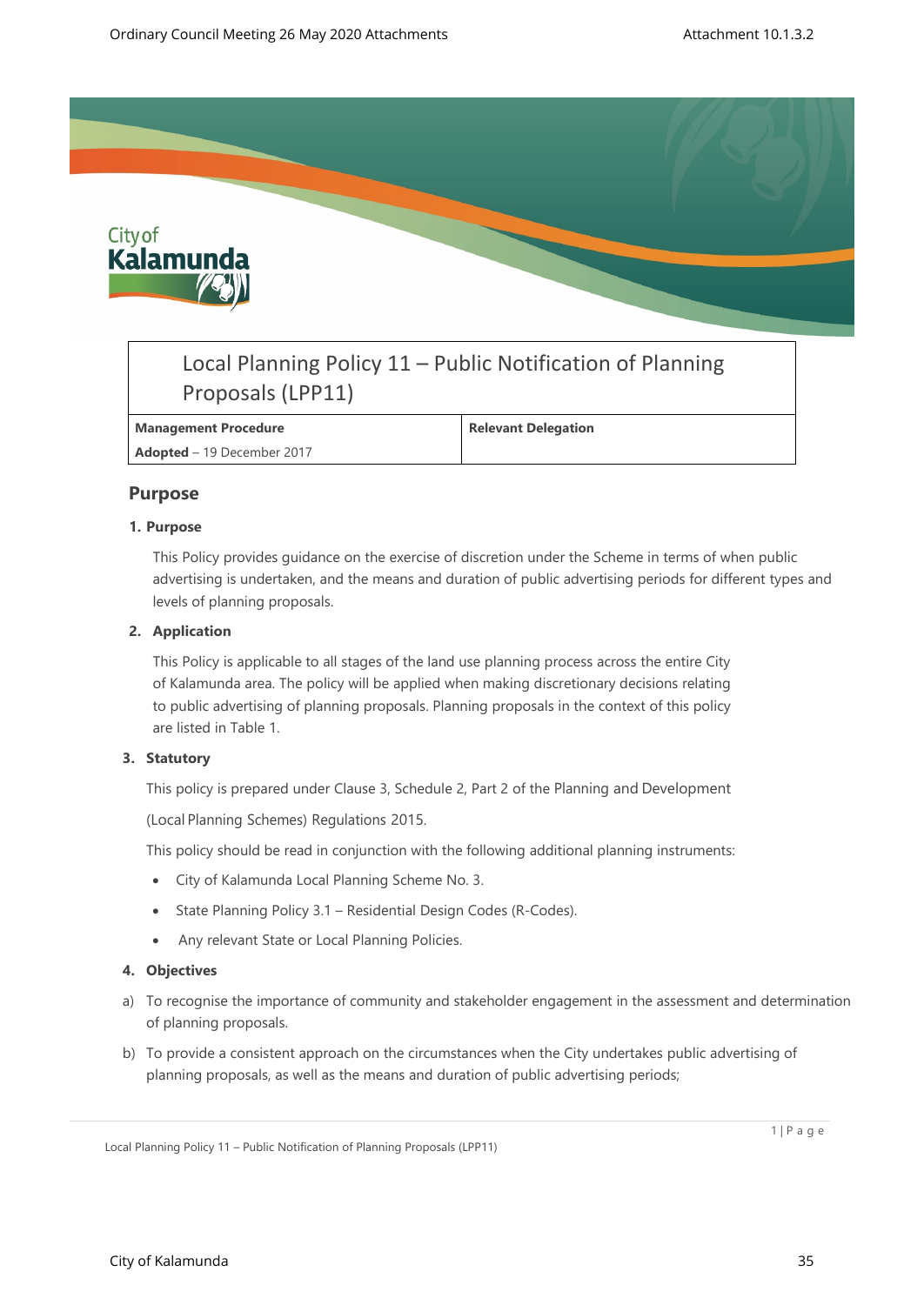# Local Planning Policy 11 – Public Notification of Planning Proposals (LPP11)

| Management Procedure | Relevant Delegation |
|---|---|
| **Adopted** – 19 December 2017 | |

## Purpose

### 1. Purpose

This Policy provides guidance on the exercise of discretion under the Scheme in terms of when public advertising is undertaken, and the means and duration of public advertising periods for different types and levels of planning proposals.

### 2. Application

This Policy is applicable to all stages of the land use planning process across the entire City of Kalamunda area. The policy will be applied when making discretionary decisions relating to public advertising of planning proposals. Planning proposals in the context of this policy are listed in Table 1.

### 3. Statutory

This policy is prepared under Clause 3, Schedule 2, Part 2 of the Planning and Development (Local Planning Schemes) Regulations 2015.

This policy should be read in conjunction with the following additional planning instruments:

- City of Kalamunda Local Planning Scheme No. 3.
- State Planning Policy 3.1 – Residential Design Codes (R-Codes).
- Any relevant State or Local Planning Policies.

### 4. Objectives

a) To recognise the importance of community and stakeholder engagement in the assessment and determination of planning proposals.

b) To provide a consistent approach on the circumstances when the City undertakes public advertising of planning proposals, as well as the means and duration of public advertising periods;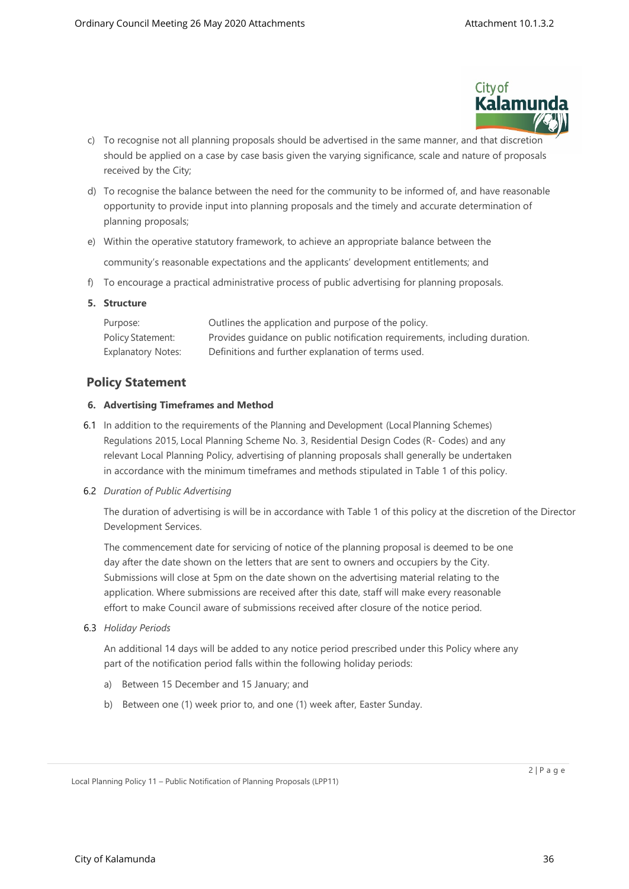c) To recognise not all planning proposals should be advertised in the same manner, and that discretion should be applied on a case by case basis given the varying significance, scale and nature of proposals received by the City;

d) To recognise the balance between the need for the community to be informed of, and have reasonable opportunity to provide input into planning proposals and the timely and accurate determination of planning proposals;

e) Within the operative statutory framework, to achieve an appropriate balance between the community's reasonable expectations and the applicants' development entitlements; and

f) To encourage a practical administrative process of public advertising for planning proposals.

**5. Structure**

| | |
|---|---|
| Purpose: | Outlines the application and purpose of the policy. |
| Policy Statement: | Provides guidance on public notification requirements, including duration. |
| Explanatory Notes: | Definitions and further explanation of terms used. |

## Policy Statement

**6. Advertising Timeframes and Method**

6.1 In addition to the requirements of the Planning and Development (Local Planning Schemes) Regulations 2015, Local Planning Scheme No. 3, Residential Design Codes (R- Codes) and any relevant Local Planning Policy, advertising of planning proposals shall generally be undertaken in accordance with the minimum timeframes and methods stipulated in Table 1 of this policy.

6.2 *Duration of Public Advertising*

The duration of advertising is will be in accordance with Table 1 of this policy at the discretion of the Director Development Services.

The commencement date for servicing of notice of the planning proposal is deemed to be one day after the date shown on the letters that are sent to owners and occupiers by the City. Submissions will close at 5pm on the date shown on the advertising material relating to the application. Where submissions are received after this date, staff will make every reasonable effort to make Council aware of submissions received after closure of the notice period.

6.3 *Holiday Periods*

An additional 14 days will be added to any notice period prescribed under this Policy where any part of the notification period falls within the following holiday periods:

a) Between 15 December and 15 January; and

b) Between one (1) week prior to, and one (1) week after, Easter Sunday.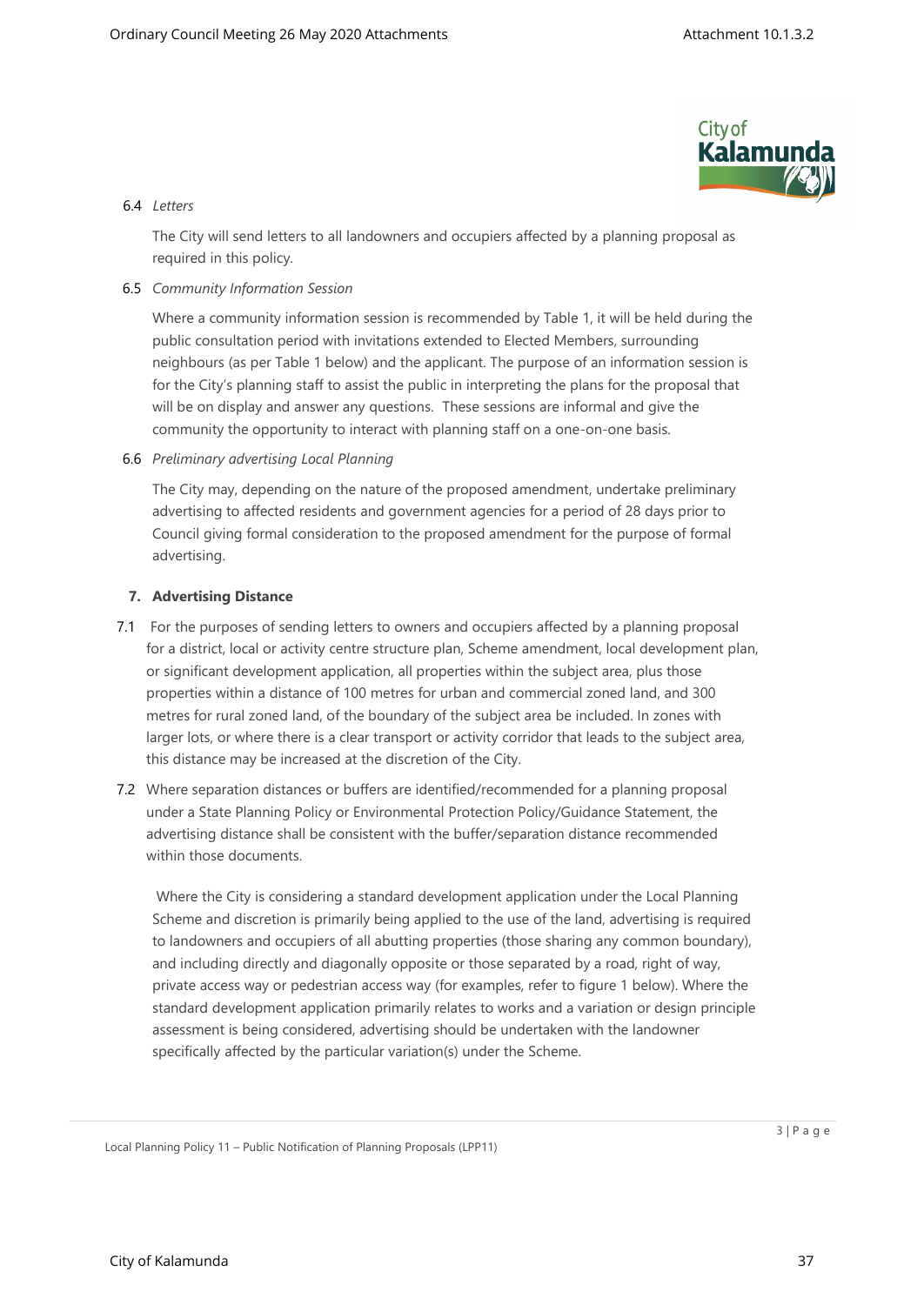6.4 *Letters*

The City will send letters to all landowners and occupiers affected by a planning proposal as required in this policy.

6.5 *Community Information Session*

Where a community information session is recommended by Table 1, it will be held during the public consultation period with invitations extended to Elected Members, surrounding neighbours (as per Table 1 below) and the applicant. The purpose of an information session is for the City's planning staff to assist the public in interpreting the plans for the proposal that will be on display and answer any questions. These sessions are informal and give the community the opportunity to interact with planning staff on a one-on-one basis.

6.6 *Preliminary advertising Local Planning*

The City may, depending on the nature of the proposed amendment, undertake preliminary advertising to affected residents and government agencies for a period of 28 days prior to Council giving formal consideration to the proposed amendment for the purpose of formal advertising.

## 7. Advertising Distance

7.1 For the purposes of sending letters to owners and occupiers affected by a planning proposal for a district, local or activity centre structure plan, Scheme amendment, local development plan, or significant development application, all properties within the subject area, plus those properties within a distance of 100 metres for urban and commercial zoned land, and 300 metres for rural zoned land, of the boundary of the subject area be included. In zones with larger lots, or where there is a clear transport or activity corridor that leads to the subject area, this distance may be increased at the discretion of the City.

7.2 Where separation distances or buffers are identified/recommended for a planning proposal under a State Planning Policy or Environmental Protection Policy/Guidance Statement, the advertising distance shall be consistent with the buffer/separation distance recommended within those documents.

Where the City is considering a standard development application under the Local Planning Scheme and discretion is primarily being applied to the use of the land, advertising is required to landowners and occupiers of all abutting properties (those sharing any common boundary), and including directly and diagonally opposite or those separated by a road, right of way, private access way or pedestrian access way (for examples, refer to figure 1 below). Where the standard development application primarily relates to works and a variation or design principle assessment is being considered, advertising should be undertaken with the landowner specifically affected by the particular variation(s) under the Scheme.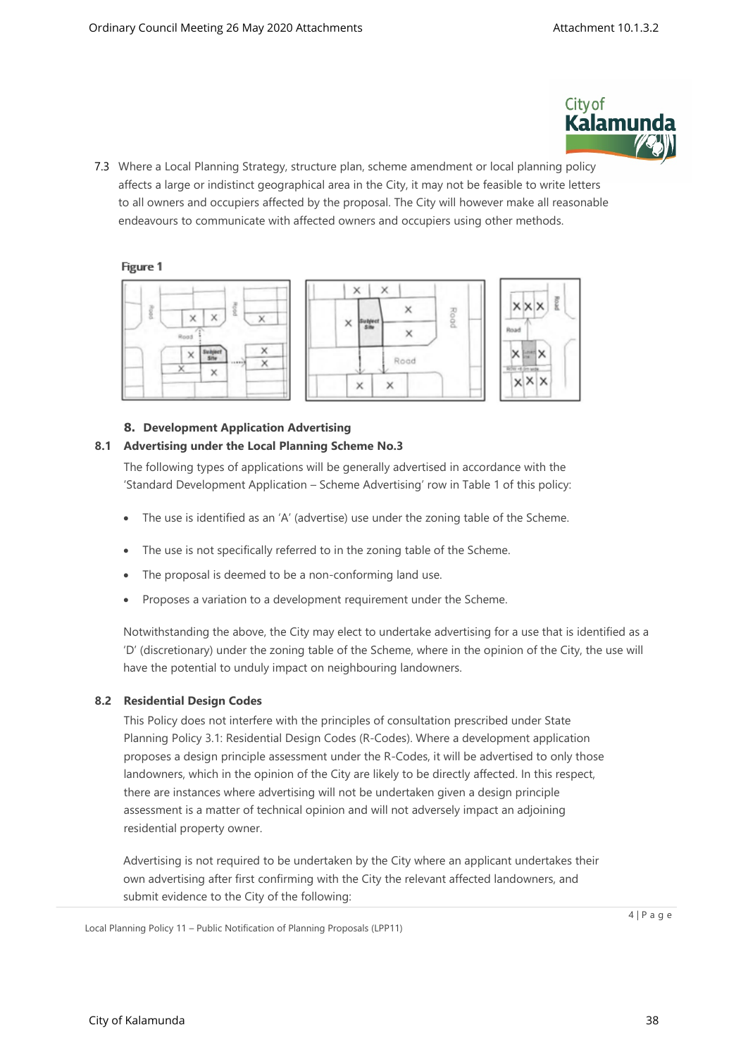7.3 Where a Local Planning Strategy, structure plan, scheme amendment or local planning policy affects a large or indistinct geographical area in the City, it may not be feasible to write letters to all owners and occupiers affected by the proposal. The City will however make all reasonable endeavours to communicate with affected owners and occupiers using other methods.

Figure 1

## 8. Development Application Advertising

### 8.1 Advertising under the Local Planning Scheme No.3

The following types of applications will be generally advertised in accordance with the 'Standard Development Application – Scheme Advertising' row in Table 1 of this policy:

- The use is identified as an 'A' (advertise) use under the zoning table of the Scheme.
- The use is not specifically referred to in the zoning table of the Scheme.
- The proposal is deemed to be a non-conforming land use.
- Proposes a variation to a development requirement under the Scheme.

Notwithstanding the above, the City may elect to undertake advertising for a use that is identified as a 'D' (discretionary) under the zoning table of the Scheme, where in the opinion of the City, the use will have the potential to unduly impact on neighbouring landowners.

### 8.2 Residential Design Codes

This Policy does not interfere with the principles of consultation prescribed under State Planning Policy 3.1: Residential Design Codes (R-Codes). Where a development application proposes a design principle assessment under the R-Codes, it will be advertised to only those landowners, which in the opinion of the City are likely to be directly affected. In this respect, there are instances where advertising will not be undertaken given a design principle assessment is a matter of technical opinion and will not adversely impact an adjoining residential property owner.

Advertising is not required to be undertaken by the City where an applicant undertakes their own advertising after first confirming with the City the relevant affected landowners, and submit evidence to the City of the following: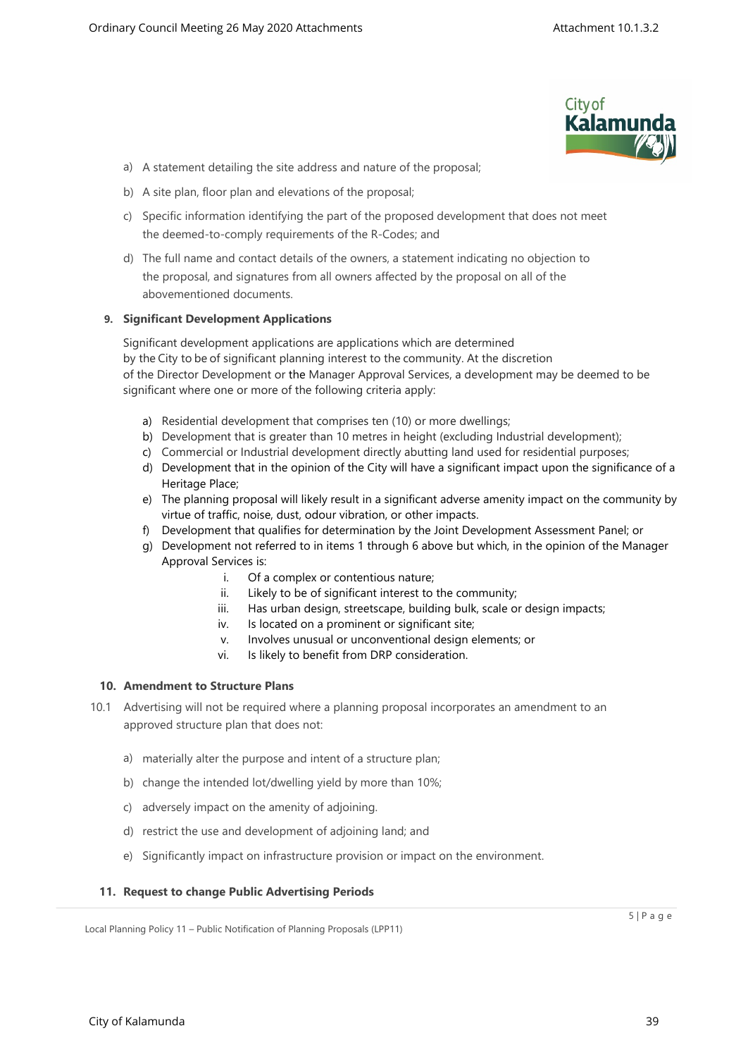a) A statement detailing the site address and nature of the proposal;

b) A site plan, floor plan and elevations of the proposal;

c) Specific information identifying the part of the proposed development that does not meet the deemed-to-comply requirements of the R-Codes; and

d) The full name and contact details of the owners, a statement indicating no objection to the proposal, and signatures from all owners affected by the proposal on all of the abovementioned documents.

**9. Significant Development Applications**

Significant development applications are applications which are determined by the City to be of significant planning interest to the community. At the discretion of the Director Development or the Manager Approval Services, a development may be deemed to be significant where one or more of the following criteria apply:

a) Residential development that comprises ten (10) or more dwellings;
b) Development that is greater than 10 metres in height (excluding Industrial development);
c) Commercial or Industrial development directly abutting land used for residential purposes;
d) Development that in the opinion of the City will have a significant impact upon the significance of a Heritage Place;
e) The planning proposal will likely result in a significant adverse amenity impact on the community by virtue of traffic, noise, dust, odour vibration, or other impacts.
f) Development that qualifies for determination by the Joint Development Assessment Panel; or
g) Development not referred to in items 1 through 6 above but which, in the opinion of the Manager Approval Services is:
   i. Of a complex or contentious nature;
   ii. Likely to be of significant interest to the community;
   iii. Has urban design, streetscape, building bulk, scale or design impacts;
   iv. Is located on a prominent or significant site;
   v. Involves unusual or unconventional design elements; or
   vi. Is likely to benefit from DRP consideration.

**10. Amendment to Structure Plans**

10.1 Advertising will not be required where a planning proposal incorporates an amendment to an approved structure plan that does not:

a) materially alter the purpose and intent of a structure plan;

b) change the intended lot/dwelling yield by more than 10%;

c) adversely impact on the amenity of adjoining.

d) restrict the use and development of adjoining land; and

e) Significantly impact on infrastructure provision or impact on the environment.

**11. Request to change Public Advertising Periods**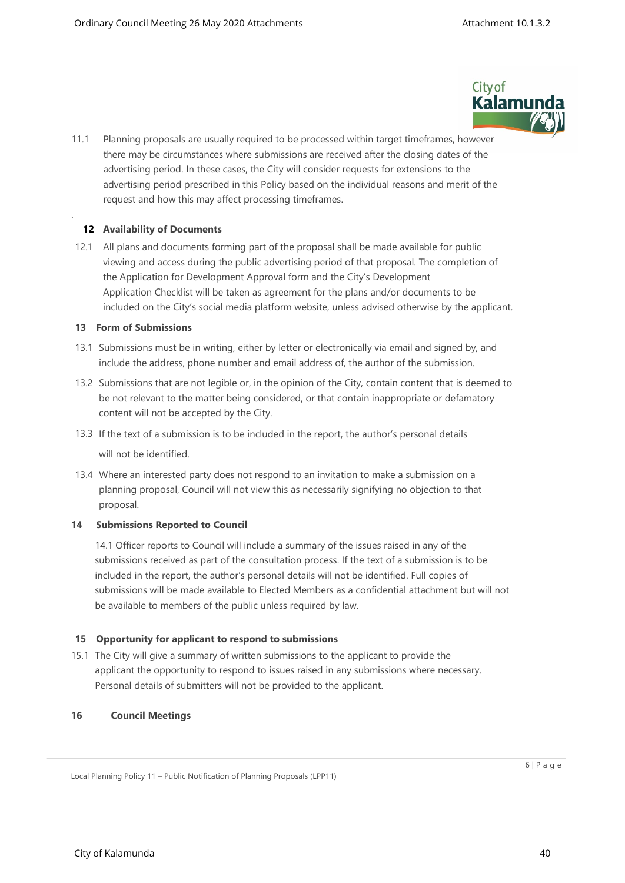11.1 Planning proposals are usually required to be processed within target timeframes, however there may be circumstances where submissions are received after the closing dates of the advertising period. In these cases, the City will consider requests for extensions to the advertising period prescribed in this Policy based on the individual reasons and merit of the request and how this may affect processing timeframes.

### 12 Availability of Documents

12.1 All plans and documents forming part of the proposal shall be made available for public viewing and access during the public advertising period of that proposal. The completion of the Application for Development Approval form and the City's Development Application Checklist will be taken as agreement for the plans and/or documents to be included on the City's social media platform website, unless advised otherwise by the applicant.

### 13 Form of Submissions

13.1 Submissions must be in writing, either by letter or electronically via email and signed by, and include the address, phone number and email address of, the author of the submission.

13.2 Submissions that are not legible or, in the opinion of the City, contain content that is deemed to be not relevant to the matter being considered, or that contain inappropriate or defamatory content will not be accepted by the City.

13.3 If the text of a submission is to be included in the report, the author's personal details will not be identified.

13.4 Where an interested party does not respond to an invitation to make a submission on a planning proposal, Council will not view this as necessarily signifying no objection to that proposal.

### 14 Submissions Reported to Council

14.1 Officer reports to Council will include a summary of the issues raised in any of the submissions received as part of the consultation process. If the text of a submission is to be included in the report, the author's personal details will not be identified. Full copies of submissions will be made available to Elected Members as a confidential attachment but will not be available to members of the public unless required by law.

### 15 Opportunity for applicant to respond to submissions

15.1 The City will give a summary of written submissions to the applicant to provide the applicant the opportunity to respond to issues raised in any submissions where necessary. Personal details of submitters will not be provided to the applicant.

### 16 Council Meetings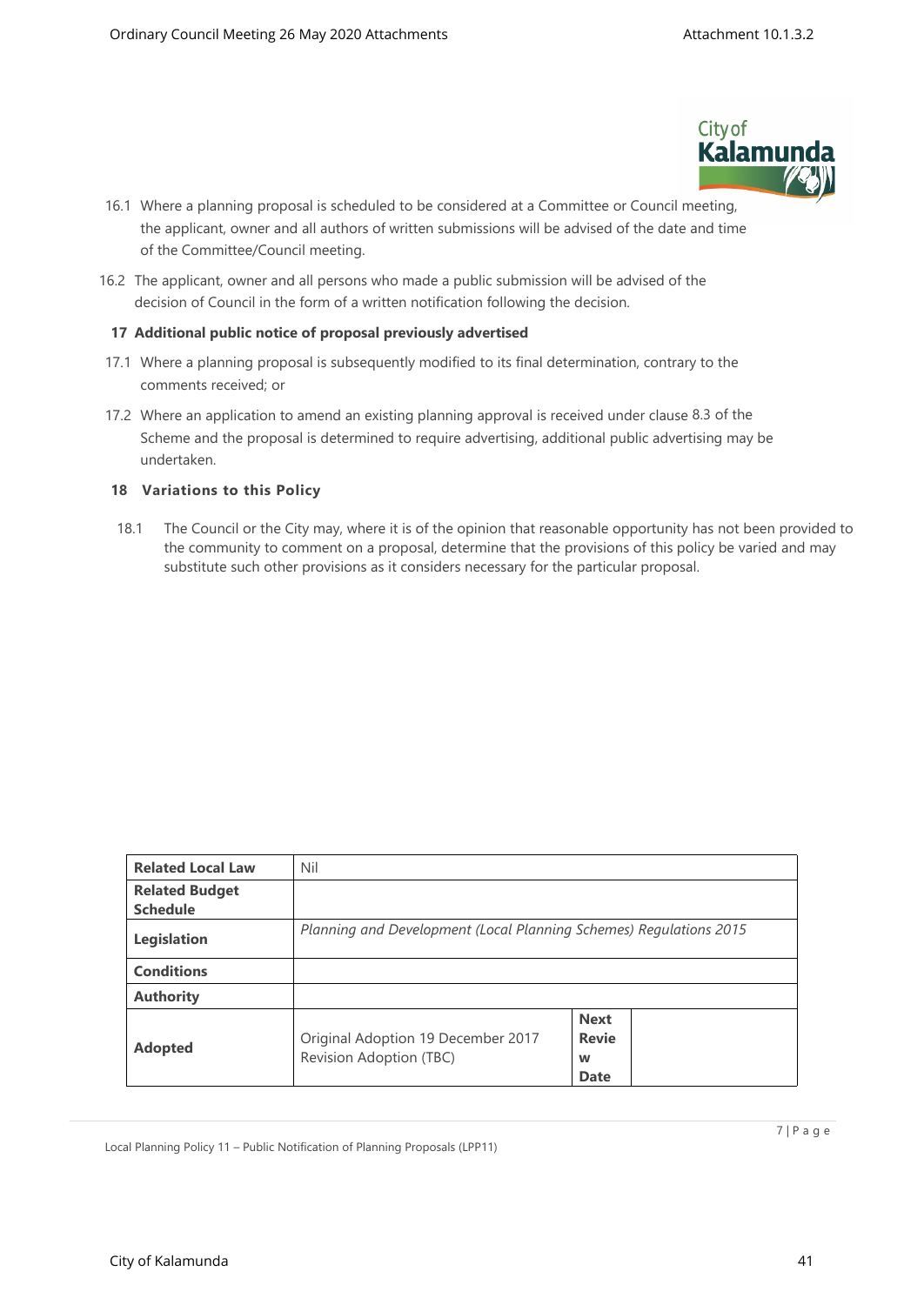16.1 Where a planning proposal is scheduled to be considered at a Committee or Council meeting, the applicant, owner and all authors of written submissions will be advised of the date and time of the Committee/Council meeting.

16.2 The applicant, owner and all persons who made a public submission will be advised of the decision of Council in the form of a written notification following the decision.

**17 Additional public notice of proposal previously advertised**

17.1 Where a planning proposal is subsequently modified to its final determination, contrary to the comments received; or

17.2 Where an application to amend an existing planning approval is received under clause 8.3 of the Scheme and the proposal is determined to require advertising, additional public advertising may be undertaken.

**18 Variations to this Policy**

18.1 The Council or the City may, where it is of the opinion that reasonable opportunity has not been provided to the community to comment on a proposal, determine that the provisions of this policy be varied and may substitute such other provisions as it considers necessary for the particular proposal.

| **Related Local Law** | Nil | | |
|---|---|---|---|
| **Related Budget Schedule** | | | |
| **Legislation** | *Planning and Development (Local Planning Schemes) Regulations 2015* | | |
| **Conditions** | | | |
| **Authority** | | | |
| **Adopted** | Original Adoption 19 December 2017<br>Revision Adoption (TBC) | **Next Review Date** | |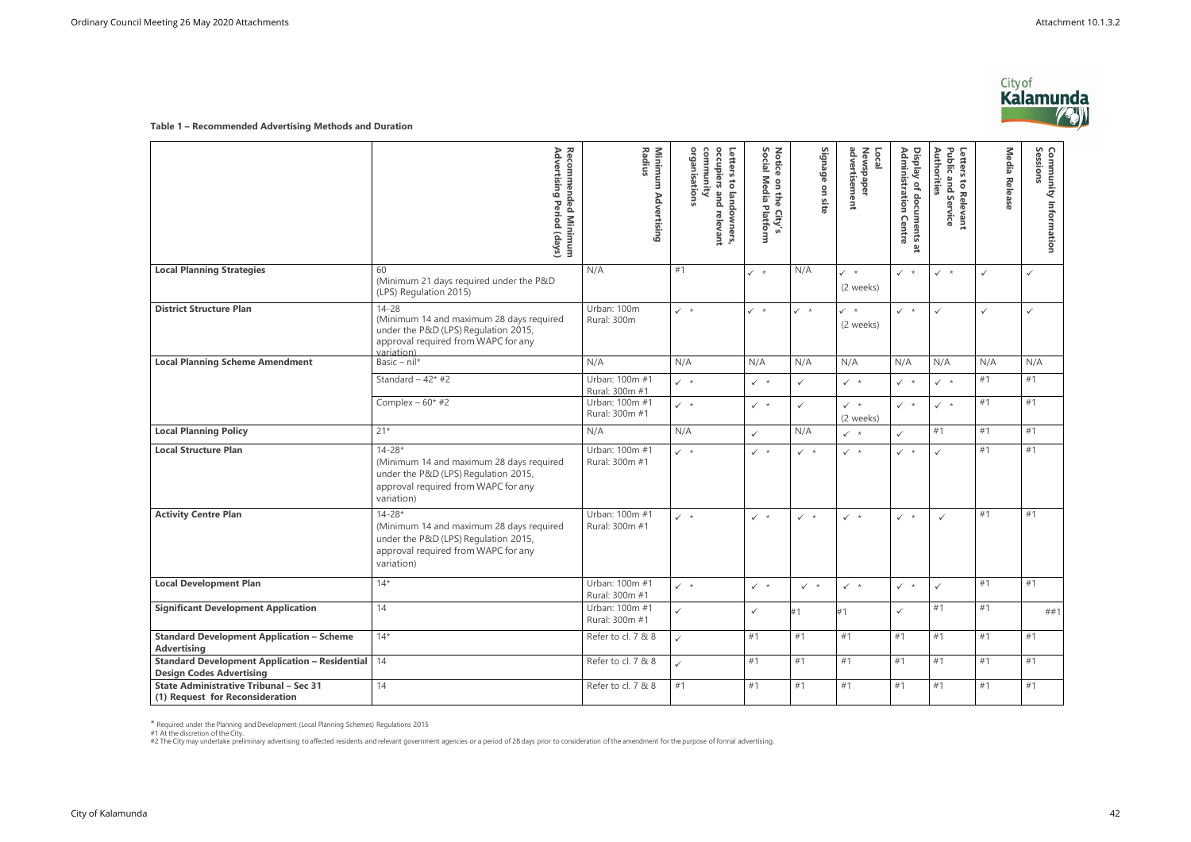**Table 1 – Recommended Advertising Methods and Duration**

| | Recommended Minimum Advertising Period (days) | Minimum Advertising Radius | Letters to landowners, occupiers and relevant community organisations | Notice on the City's Social Media Platform | Signage on site | Local Newspaper advertisement | Display of documents at Administration Centre | Letters to Relevant Public and Service Authorities | Media Release | Community Information Sessions |
|---|---|---|---|---|---|---|---|---|---|---|
| **Local Planning Strategies** | 60 (Minimum 21 days required under the P&D (LPS) Regulation 2015) | N/A | #1 | ✓ * | N/A | ✓ * (2 weeks) | ✓ * | ✓ * | ✓ | ✓ |
| **District Structure Plan** | 14-28 (Minimum 14 and maximum 28 days required under the P&D (LPS) Regulation 2015, approval required from WAPC for any variation) | Urban: 100m Rural: 300m | ✓ * | ✓ * | ✓ * | ✓ * (2 weeks) | ✓ * | ✓ | ✓ | ✓ |
| **Local Planning Scheme Amendment** | Basic – nil* | N/A | N/A | N/A | N/A | N/A | N/A | N/A | N/A | N/A |
| | Standard – 42* #2 | Urban: 100m #1 Rural: 300m #1 | ✓ * | ✓ * | ✓ | ✓ * | ✓ * | ✓ * | #1 | #1 |
| | Complex – 60* #2 | Urban: 100m #1 Rural: 300m #1 | ✓ * | ✓ * | ✓ | ✓ * (2 weeks) | ✓ * | ✓ * | #1 | #1 |
| **Local Planning Policy** | 21* | N/A | N/A | ✓ | N/A | ✓ * | ✓ | #1 | #1 | #1 |
| **Local Structure Plan** | 14-28* (Minimum 14 and maximum 28 days required under the P&D (LPS) Regulation 2015, approval required from WAPC for any variation) | Urban: 100m #1 Rural: 300m #1 | ✓ * | ✓ * | ✓ * | ✓ * | ✓ * | ✓ | #1 | #1 |
| **Activity Centre Plan** | 14-28* (Minimum 14 and maximum 28 days required under the P&D (LPS) Regulation 2015, approval required from WAPC for any variation) | Urban: 100m #1 Rural: 300m #1 | ✓ * | ✓ * | ✓ * | ✓ * | ✓ * | ✓ | #1 | #1 |
| **Local Development Plan** | 14* | Urban: 100m #1 Rural: 300m #1 | ✓ * | ✓ * | ✓ * | ✓ * | ✓ * | ✓ | #1 | #1 |
| **Significant Development Application** | 14 | Urban: 100m #1 Rural: 300m #1 | ✓ | ✓ | #1 | #1 | ✓ | #1 | #1 | ##1 |
| **Standard Development Application – Scheme Advertising** | 14* | Refer to cl. 7 & 8 | ✓ | #1 | #1 | #1 | #1 | #1 | #1 | #1 |
| **Standard Development Application – Residential Design Codes Advertising** | 14 | Refer to cl. 7 & 8 | ✓ | #1 | #1 | #1 | #1 | #1 | #1 | #1 |
| **State Administrative Tribunal – Sec 31 (1) Request for Reconsideration** | 14 | Refer to cl. 7 & 8 | #1 | #1 | #1 | #1 | #1 | #1 | #1 | #1 |

\* Required under the Planning and Development (Local Planning Schemes) Regulations 2015
#1 At the discretion of the City.
#2 The City may undertake preliminary advertising to affected residents and relevant government agencies or a period of 28 days prior to consideration of the amendment for the purpose of formal advertising.